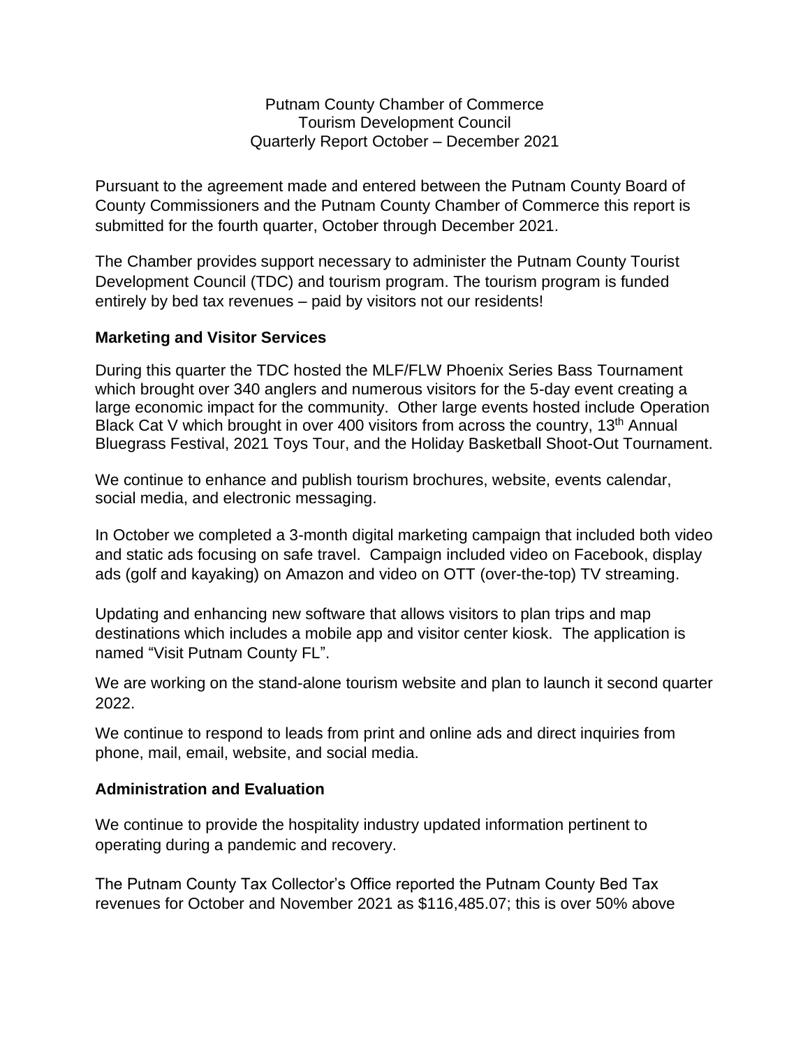Putnam County Chamber of Commerce
Tourism Development Council
Quarterly Report October – December 2021

Pursuant to the agreement made and entered between the Putnam County Board of County Commissioners and the Putnam County Chamber of Commerce this report is submitted for the fourth quarter, October through December 2021.

The Chamber provides support necessary to administer the Putnam County Tourist Development Council (TDC) and tourism program. The tourism program is funded entirely by bed tax revenues – paid by visitors not our residents!

## Marketing and Visitor Services

During this quarter the TDC hosted the MLF/FLW Phoenix Series Bass Tournament which brought over 340 anglers and numerous visitors for the 5-day event creating a large economic impact for the community. Other large events hosted include Operation Black Cat V which brought in over 400 visitors from across the country, 13th Annual Bluegrass Festival, 2021 Toys Tour, and the Holiday Basketball Shoot-Out Tournament.

We continue to enhance and publish tourism brochures, website, events calendar, social media, and electronic messaging.

In October we completed a 3-month digital marketing campaign that included both video and static ads focusing on safe travel. Campaign included video on Facebook, display ads (golf and kayaking) on Amazon and video on OTT (over-the-top) TV streaming.

Updating and enhancing new software that allows visitors to plan trips and map destinations which includes a mobile app and visitor center kiosk. The application is named "Visit Putnam County FL".

We are working on the stand-alone tourism website and plan to launch it second quarter 2022.

We continue to respond to leads from print and online ads and direct inquiries from phone, mail, email, website, and social media.

## Administration and Evaluation

We continue to provide the hospitality industry updated information pertinent to operating during a pandemic and recovery.

The Putnam County Tax Collector's Office reported the Putnam County Bed Tax revenues for October and November 2021 as $116,485.07; this is over 50% above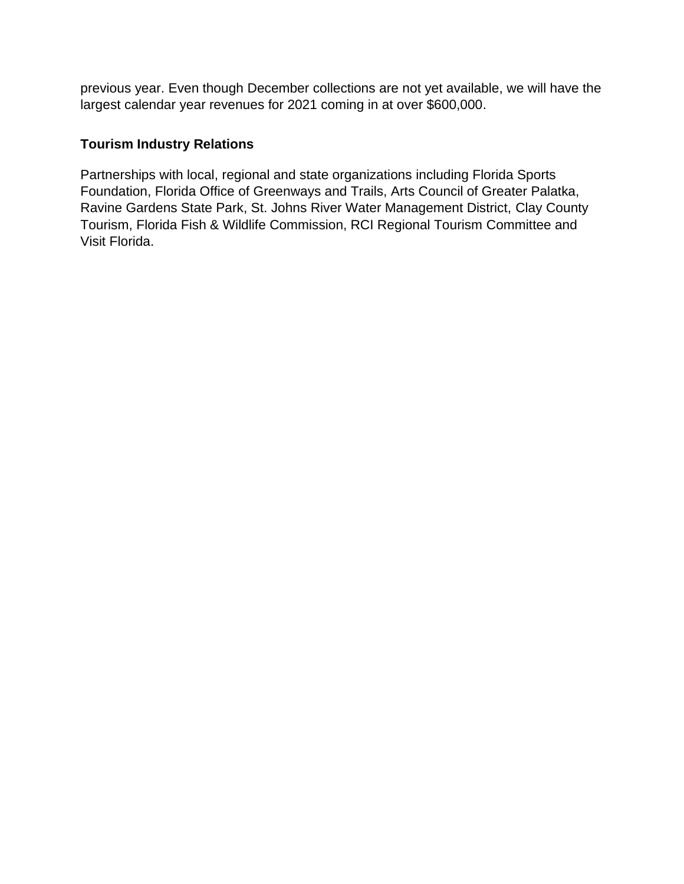previous year. Even though December collections are not yet available, we will have the largest calendar year revenues for 2021 coming in at over $600,000.

**Tourism Industry Relations**

Partnerships with local, regional and state organizations including Florida Sports Foundation, Florida Office of Greenways and Trails, Arts Council of Greater Palatka, Ravine Gardens State Park, St. Johns River Water Management District, Clay County Tourism, Florida Fish & Wildlife Commission, RCI Regional Tourism Committee and Visit Florida.